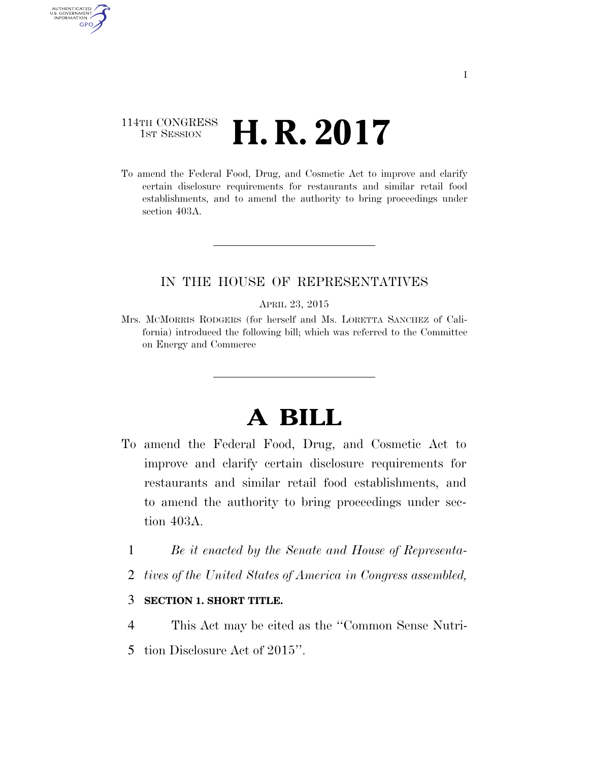114TH CONGRESS
1ST SESSION

# H. R. 2017

To amend the Federal Food, Drug, and Cosmetic Act to improve and clarify certain disclosure requirements for restaurants and similar retail food establishments, and to amend the authority to bring proceedings under section 403A.

IN THE HOUSE OF REPRESENTATIVES

APRIL 23, 2015

Mrs. MCMORRIS RODGERS (for herself and Ms. LORETTA SANCHEZ of California) introduced the following bill; which was referred to the Committee on Energy and Commerce

# A BILL

To amend the Federal Food, Drug, and Cosmetic Act to improve and clarify certain disclosure requirements for restaurants and similar retail food establishments, and to amend the authority to bring proceedings under section 403A.

1 *Be it enacted by the Senate and House of Representa-*
2 *tives of the United States of America in Congress assembled,*

3 **SECTION 1. SHORT TITLE.**

4 This Act may be cited as the "Common Sense Nutri-
5 tion Disclosure Act of 2015".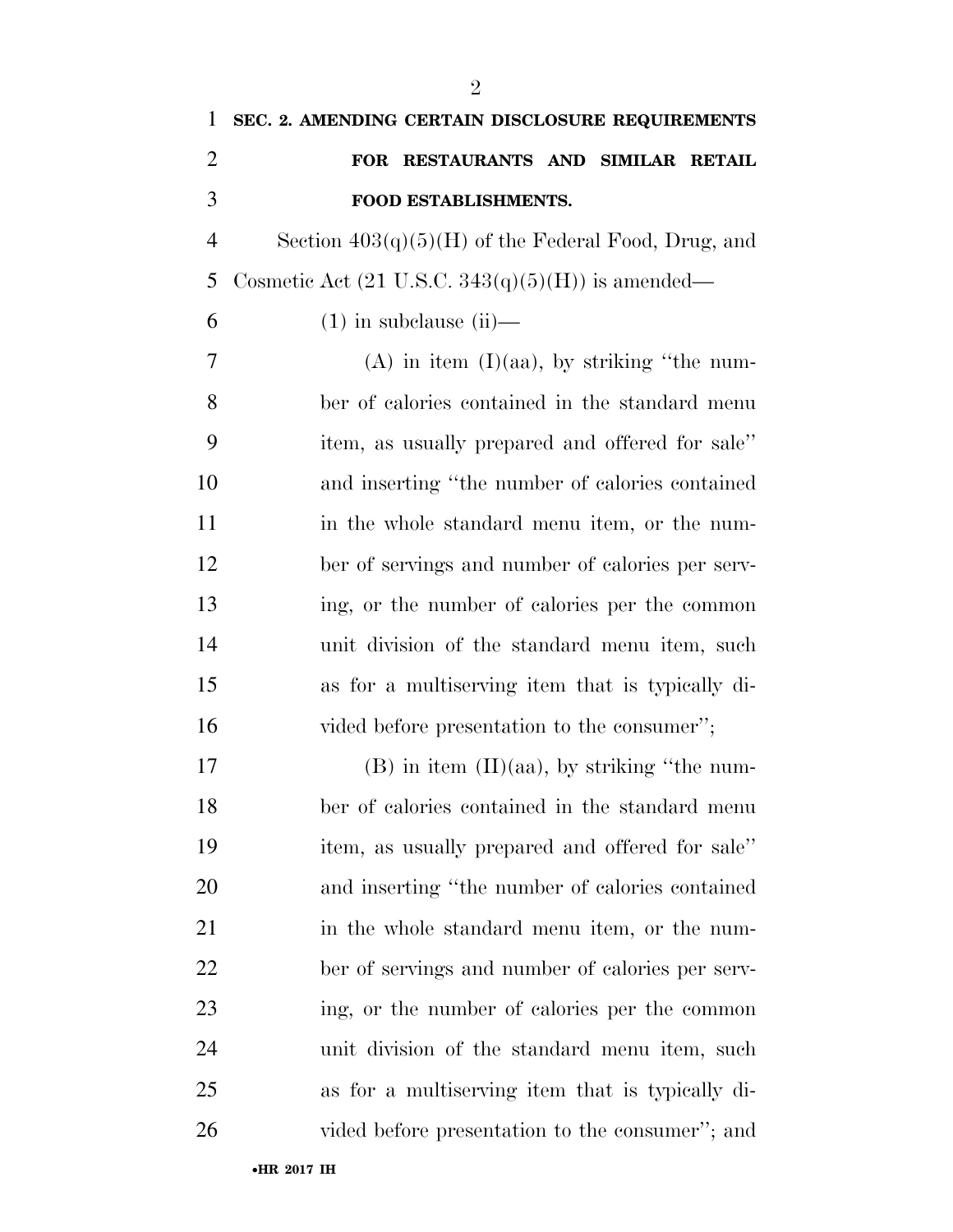**SEC. 2. AMENDING CERTAIN DISCLOSURE REQUIREMENTS FOR RESTAURANTS AND SIMILAR RETAIL FOOD ESTABLISHMENTS.**

Section 403(q)(5)(H) of the Federal Food, Drug, and Cosmetic Act (21 U.S.C. 343(q)(5)(H)) is amended—

(1) in subclause (ii)—

(A) in item (I)(aa), by striking ''the number of calories contained in the standard menu item, as usually prepared and offered for sale'' and inserting ''the number of calories contained in the whole standard menu item, or the number of servings and number of calories per serving, or the number of calories per the common unit division of the standard menu item, such as for a multiserving item that is typically divided before presentation to the consumer'';

(B) in item (II)(aa), by striking ''the number of calories contained in the standard menu item, as usually prepared and offered for sale'' and inserting ''the number of calories contained in the whole standard menu item, or the number of servings and number of calories per serving, or the number of calories per the common unit division of the standard menu item, such as for a multiserving item that is typically divided before presentation to the consumer''; and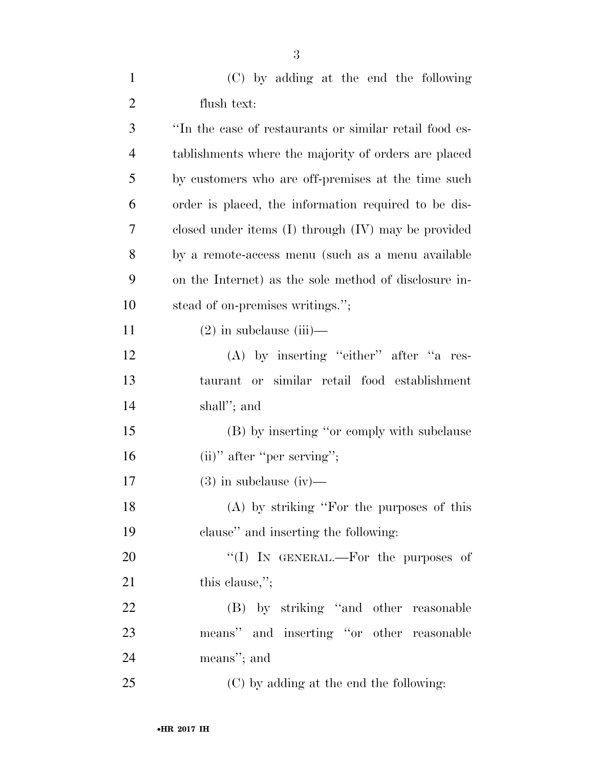(C) by adding at the end the following flush text:

''In the case of restaurants or similar retail food establishments where the majority of orders are placed by customers who are off-premises at the time such order is placed, the information required to be disclosed under items (I) through (IV) may be provided by a remote-access menu (such as a menu available on the Internet) as the sole method of disclosure instead of on-premises writings.'';

(2) in subclause (iii)—

(A) by inserting ''either'' after ''a restaurant or similar retail food establishment shall''; and

(B) by inserting ''or comply with subclause (ii)'' after ''per serving'';

(3) in subclause (iv)—

(A) by striking ''For the purposes of this clause'' and inserting the following:

''(I) IN GENERAL.—For the purposes of this clause,'';

(B) by striking ''and other reasonable means'' and inserting ''or other reasonable means''; and

(C) by adding at the end the following: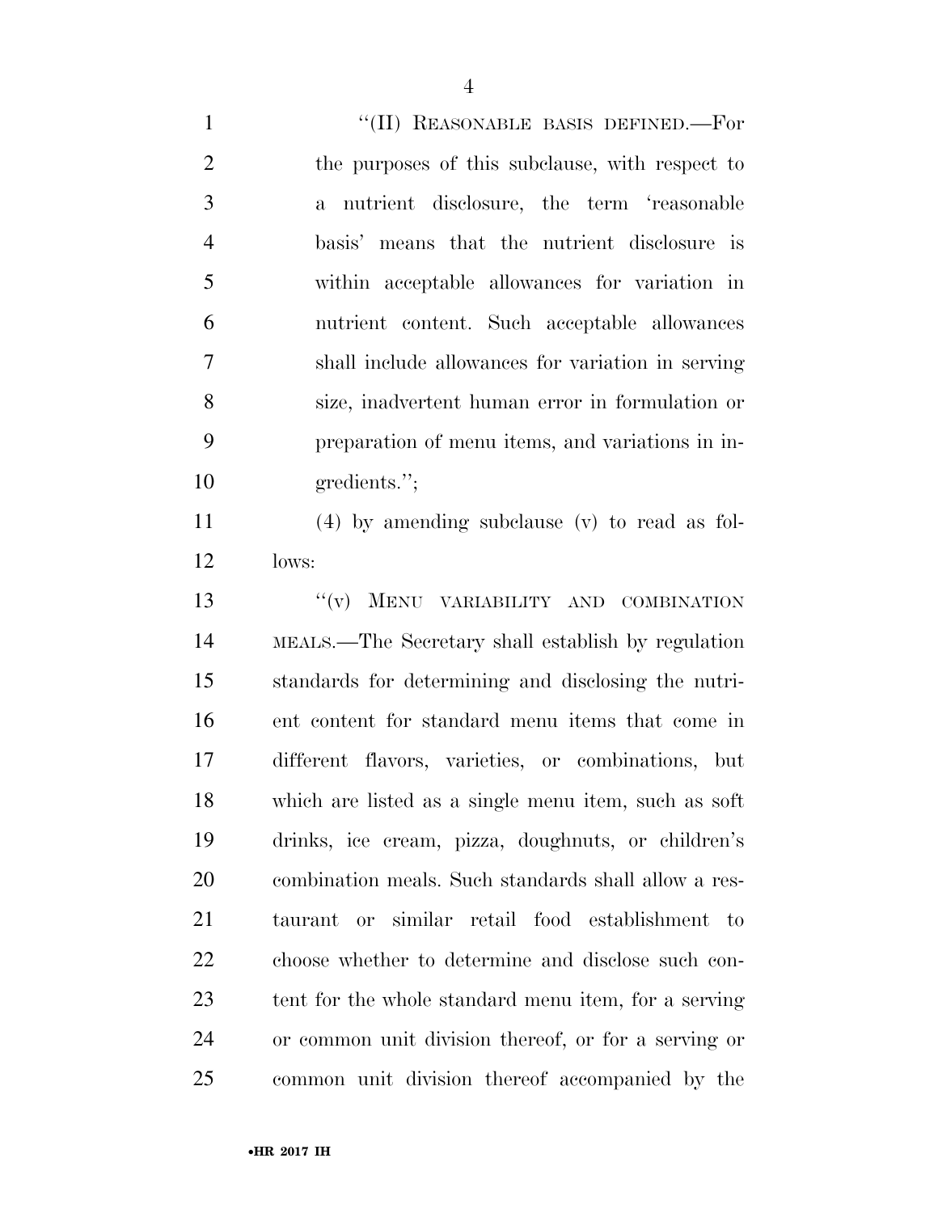"(II) REASONABLE BASIS DEFINED.—For the purposes of this subclause, with respect to a nutrient disclosure, the term 'reasonable basis' means that the nutrient disclosure is within acceptable allowances for variation in nutrient content. Such acceptable allowances shall include allowances for variation in serving size, inadvertent human error in formulation or preparation of menu items, and variations in ingredients.";

(4) by amending subclause (v) to read as follows:

"(v) MENU VARIABILITY AND COMBINATION MEALS.—The Secretary shall establish by regulation standards for determining and disclosing the nutrient content for standard menu items that come in different flavors, varieties, or combinations, but which are listed as a single menu item, such as soft drinks, ice cream, pizza, doughnuts, or children's combination meals. Such standards shall allow a restaurant or similar retail food establishment to choose whether to determine and disclose such content for the whole standard menu item, for a serving or common unit division thereof, or for a serving or common unit division thereof accompanied by the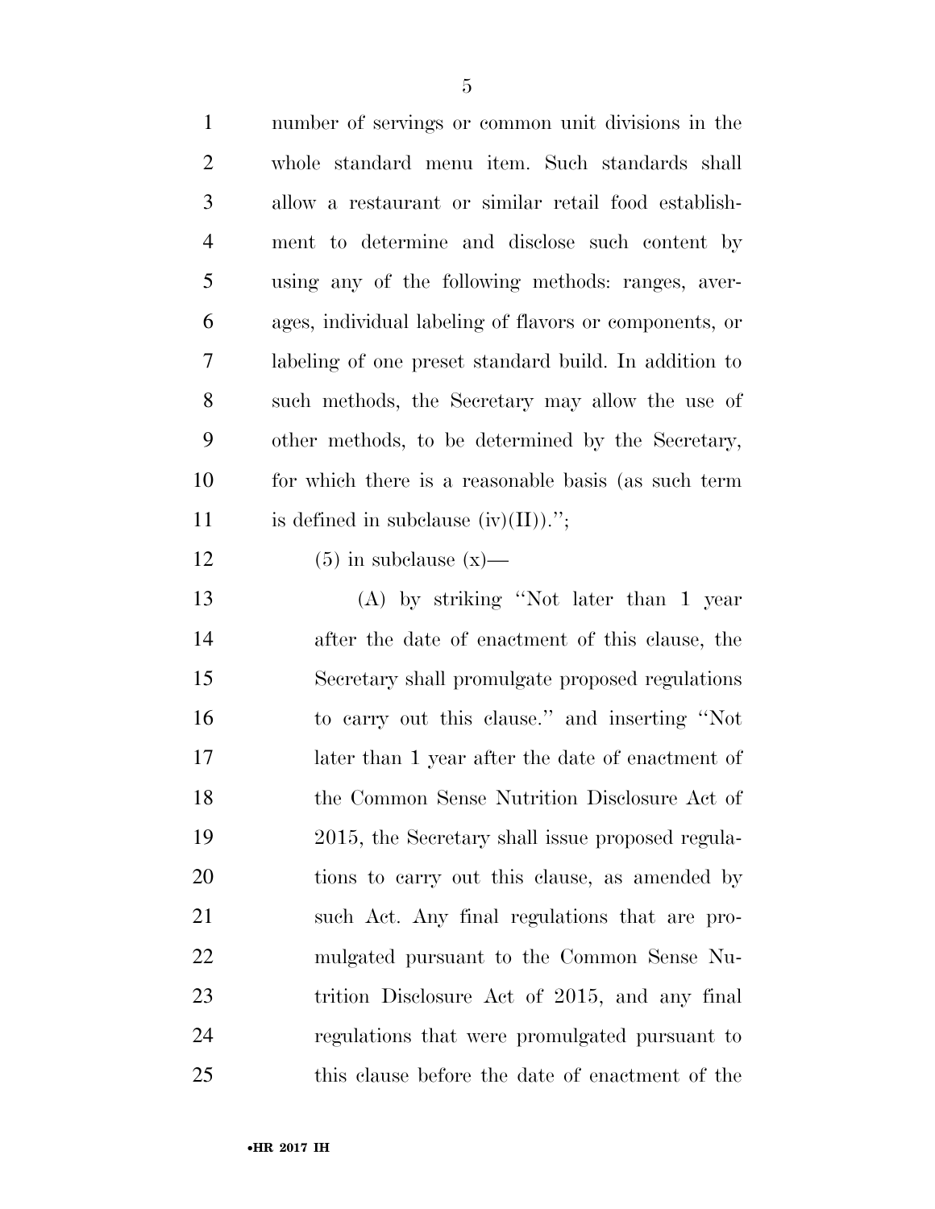number of servings or common unit divisions in the whole standard menu item. Such standards shall allow a restaurant or similar retail food establishment to determine and disclose such content by using any of the following methods: ranges, averages, individual labeling of flavors or components, or labeling of one preset standard build. In addition to such methods, the Secretary may allow the use of other methods, to be determined by the Secretary, for which there is a reasonable basis (as such term is defined in subclause (iv)(II)).'';

(5) in subclause (x)—

(A) by striking ''Not later than 1 year after the date of enactment of this clause, the Secretary shall promulgate proposed regulations to carry out this clause.'' and inserting ''Not later than 1 year after the date of enactment of the Common Sense Nutrition Disclosure Act of 2015, the Secretary shall issue proposed regulations to carry out this clause, as amended by such Act. Any final regulations that are promulgated pursuant to the Common Sense Nutrition Disclosure Act of 2015, and any final regulations that were promulgated pursuant to this clause before the date of enactment of the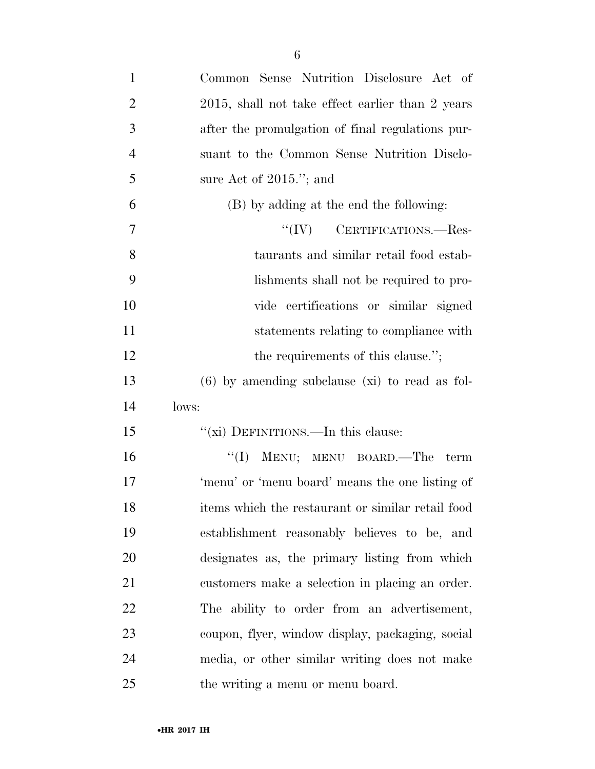Common Sense Nutrition Disclosure Act of 2015, shall not take effect earlier than 2 years after the promulgation of final regulations pursuant to the Common Sense Nutrition Disclosure Act of 2015."; and

(B) by adding at the end the following:

"(IV) CERTIFICATIONS.—Restaurants and similar retail food establishments shall not be required to provide certifications or similar signed statements relating to compliance with the requirements of this clause.";

(6) by amending subclause (xi) to read as follows:

"(xi) DEFINITIONS.—In this clause:

"(I) MENU; MENU BOARD.—The term 'menu' or 'menu board' means the one listing of items which the restaurant or similar retail food establishment reasonably believes to be, and designates as, the primary listing from which customers make a selection in placing an order. The ability to order from an advertisement, coupon, flyer, window display, packaging, social media, or other similar writing does not make the writing a menu or menu board.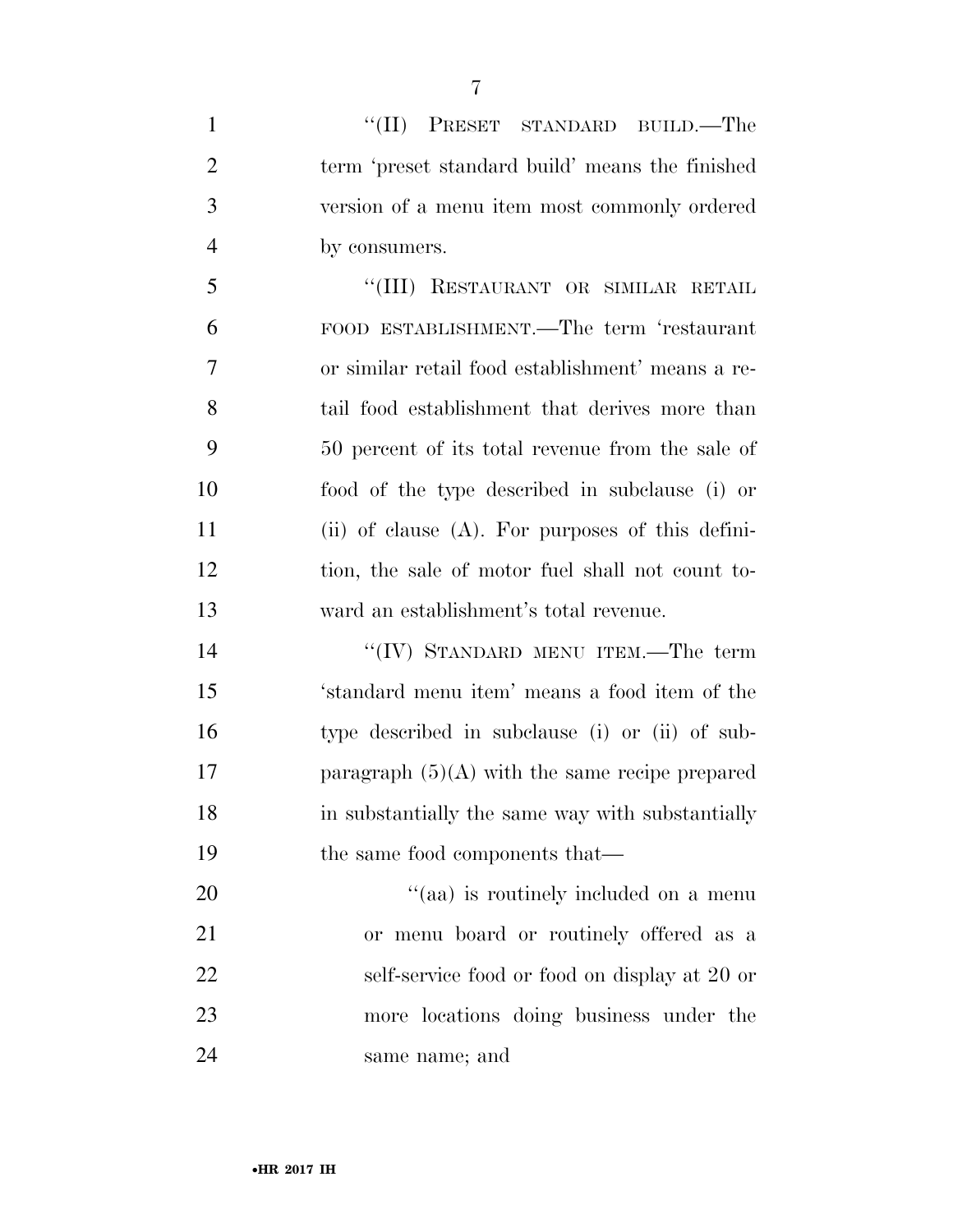"(II) PRESET STANDARD BUILD.—The term 'preset standard build' means the finished version of a menu item most commonly ordered by consumers.

"(III) RESTAURANT OR SIMILAR RETAIL FOOD ESTABLISHMENT.—The term 'restaurant or similar retail food establishment' means a retail food establishment that derives more than 50 percent of its total revenue from the sale of food of the type described in subclause (i) or (ii) of clause (A). For purposes of this definition, the sale of motor fuel shall not count toward an establishment's total revenue.

"(IV) STANDARD MENU ITEM.—The term 'standard menu item' means a food item of the type described in subclause (i) or (ii) of subparagraph (5)(A) with the same recipe prepared in substantially the same way with substantially the same food components that—

"(aa) is routinely included on a menu or menu board or routinely offered as a self-service food or food on display at 20 or more locations doing business under the same name; and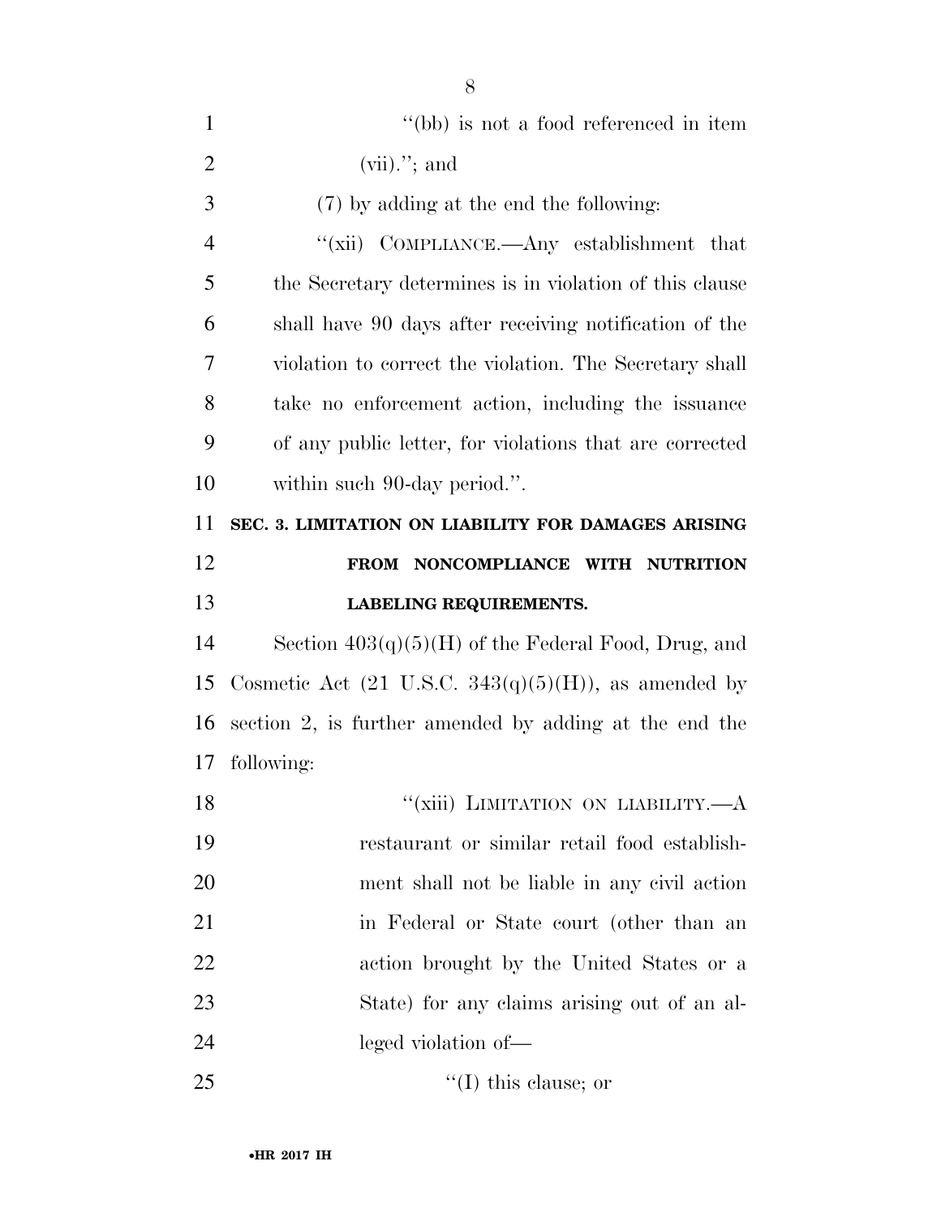''(bb) is not a food referenced in item (vii).''; and

(7) by adding at the end the following:

''(xii) COMPLIANCE.—Any establishment that the Secretary determines is in violation of this clause shall have 90 days after receiving notification of the violation to correct the violation. The Secretary shall take no enforcement action, including the issuance of any public letter, for violations that are corrected within such 90-day period.''.

## SEC. 3. LIMITATION ON LIABILITY FOR DAMAGES ARISING FROM NONCOMPLIANCE WITH NUTRITION LABELING REQUIREMENTS.

Section 403(q)(5)(H) of the Federal Food, Drug, and Cosmetic Act (21 U.S.C. 343(q)(5)(H)), as amended by section 2, is further amended by adding at the end the following:

''(xiii) LIMITATION ON LIABILITY.—A restaurant or similar retail food establishment shall not be liable in any civil action in Federal or State court (other than an action brought by the United States or a State) for any claims arising out of an alleged violation of—

''(I) this clause; or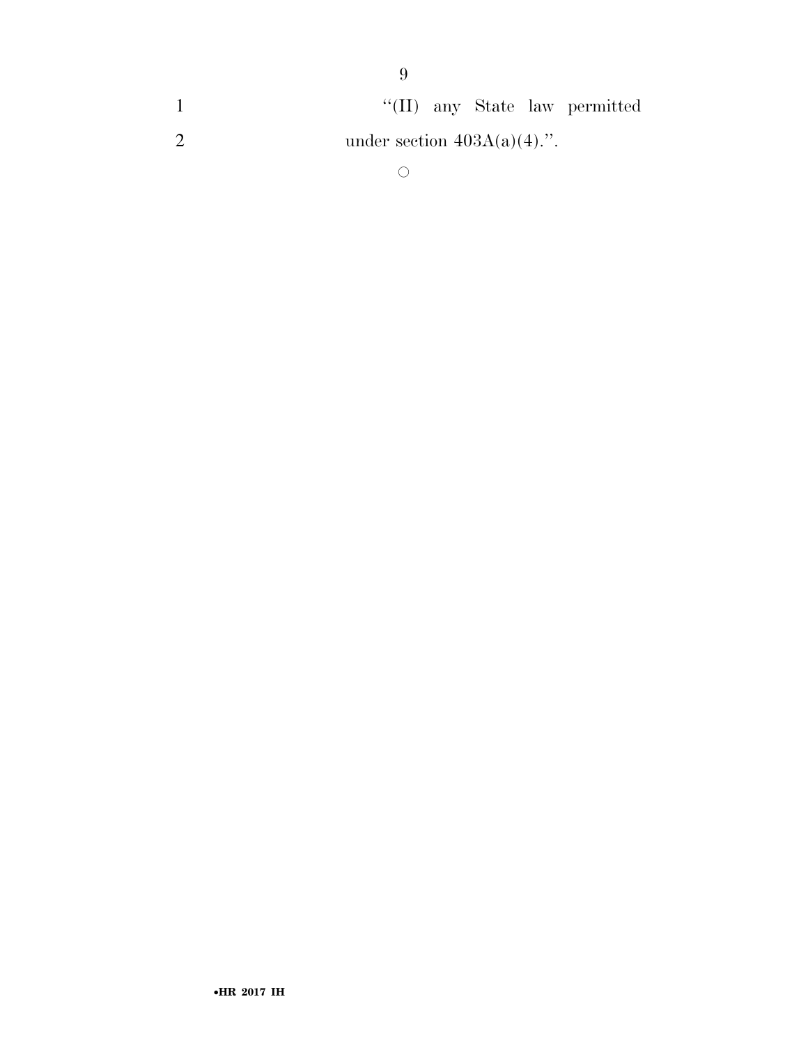"(II) any State law permitted under section 403A(a)(4).".